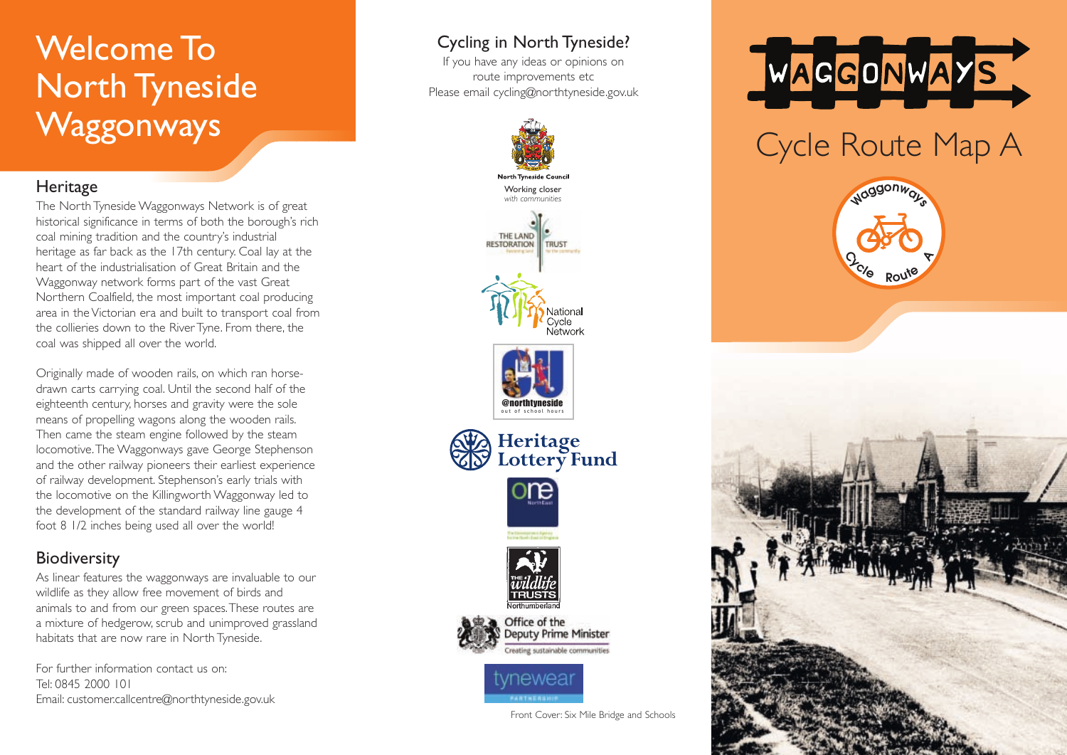# Welcome To North Tyneside Waggonways

## Heritage

The North Tyneside Waggonways Network is of great historical significance in terms of both the borough's rich coal mining tradition and the country's industrial heritage as far back as the 17th century. Coal lay at the heart of the industrialisation of Great Britain and the Waggonway network forms part of the vast Great Northern Coalfield, the most important coal producing area in the Victorian era and built to transport coal from the collieries down to the River Tyne. From there, the coal was shipped all over the world.

Originally made of wooden rails, on which ran horse-drawn carts carrying coal. Until the second half of the eighteenth century, horses and gravity were the sole means of propelling wagons along the wooden rails. Then came the steam engine followed by the steam locomotive. The Waggonways gave George Stephenson and the other railway pioneers their earliest experience of railway development. Stephenson's early trials with the locomotive on the Killingworth Waggonway led to the development of the standard railway line gauge 4 foot 8 1/2 inches being used all over the world!

## Biodiversity

As linear features the waggonways are invaluable to our wildlife as they allow free movement of birds and animals to and from our green spaces. These routes are a mixture of hedgerow, scrub and unimproved grassland habitats that are now rare in North Tyneside.

For further information contact us on:
Tel: 0845 2000 101
Email: customer.callcentre@northtyneside.gov.uk

## Cycling in North Tyneside?

If you have any ideas or opinions on route improvements etc
Please email cycling@northtyneside.gov.uk

North Tyneside Council
Working closer *with communities*

The Land Restoration Trust

National Cycle Network

@northtyneside out of school hours

Heritage Lottery Fund

One NorthEast

The Wildlife Trusts Northumberland

Office of the Deputy Prime Minister
Creating sustainable communities

tynewear partnership

Front Cover: Six Mile Bridge and Schools

# WAGGONWAYS

## Cycle Route Map A

Waggonways Cycle Route A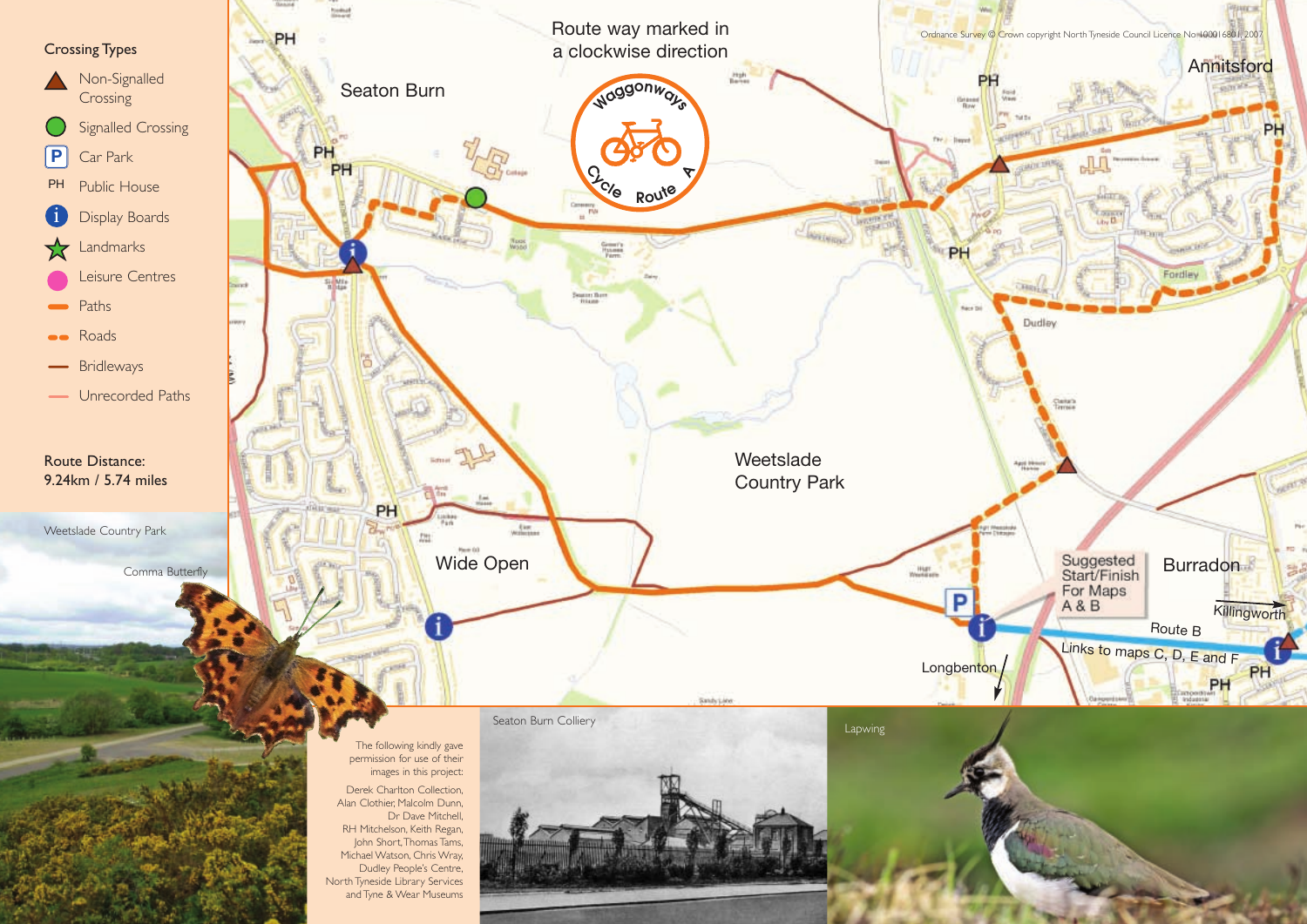## Crossing Types

- Non-Signalled Crossing
- Signalled Crossing
- P Car Park
- PH Public House
- Display Boards
- Landmarks
- Leisure Centres
- Paths
- Roads
- Bridleways
- Unrecorded Paths

**Route Distance: 9.24km / 5.74 miles**

Route way marked in a clockwise direction

Waggonways Cycle Route A

Ordnance Survey © Crown copyright North Tyneside Council Licence No 100016801 2007

Seaton Burn

Annitsford

Weetslade Country Park

Wide Open

Dudley

Fordley

Burradon

Killingworth

Longbenton

Suggested Start/Finish For Maps A & B

Route B

Links to maps C, D, E and F

PH

Weetslade Country Park

Comma Butterfly

Seaton Burn Colliery

Lapwing

The following kindly gave permission for use of their images in this project:

Derek Charlton Collection, Alan Clothier, Malcolm Dunn, Dr Dave Mitchell, RH Mitchelson, Keith Regan, John Short, Thomas Tams, Michael Watson, Chris Wray, Dudley People's Centre, North Tyneside Library Services and Tyne & Wear Museums